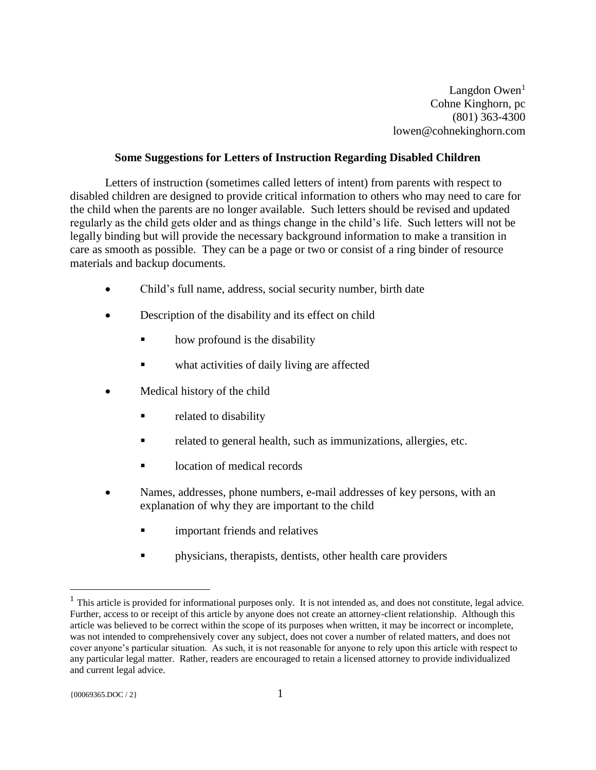Langdon Owen[1]
Cohne Kinghorn, pc
(801) 363-4300
lowen@cohnekinghorn.com

## Some Suggestions for Letters of Instruction Regarding Disabled Children

Letters of instruction (sometimes called letters of intent) from parents with respect to disabled children are designed to provide critical information to others who may need to care for the child when the parents are no longer available. Such letters should be revised and updated regularly as the child gets older and as things change in the child's life. Such letters will not be legally binding but will provide the necessary background information to make a transition in care as smooth as possible. They can be a page or two or consist of a ring binder of resource materials and backup documents.

- Child's full name, address, social security number, birth date
- Description of the disability and its effect on child
  - how profound is the disability
  - what activities of daily living are affected
- Medical history of the child
  - related to disability
  - related to general health, such as immunizations, allergies, etc.
  - location of medical records
- Names, addresses, phone numbers, e-mail addresses of key persons, with an explanation of why they are important to the child
  - important friends and relatives
  - physicians, therapists, dentists, other health care providers

---

[1] This article is provided for informational purposes only. It is not intended as, and does not constitute, legal advice. Further, access to or receipt of this article by anyone does not create an attorney-client relationship. Although this article was believed to be correct within the scope of its purposes when written, it may be incorrect or incomplete, was not intended to comprehensively cover any subject, does not cover a number of related matters, and does not cover anyone's particular situation. As such, it is not reasonable for anyone to rely upon this article with respect to any particular legal matter. Rather, readers are encouraged to retain a licensed attorney to provide individualized and current legal advice.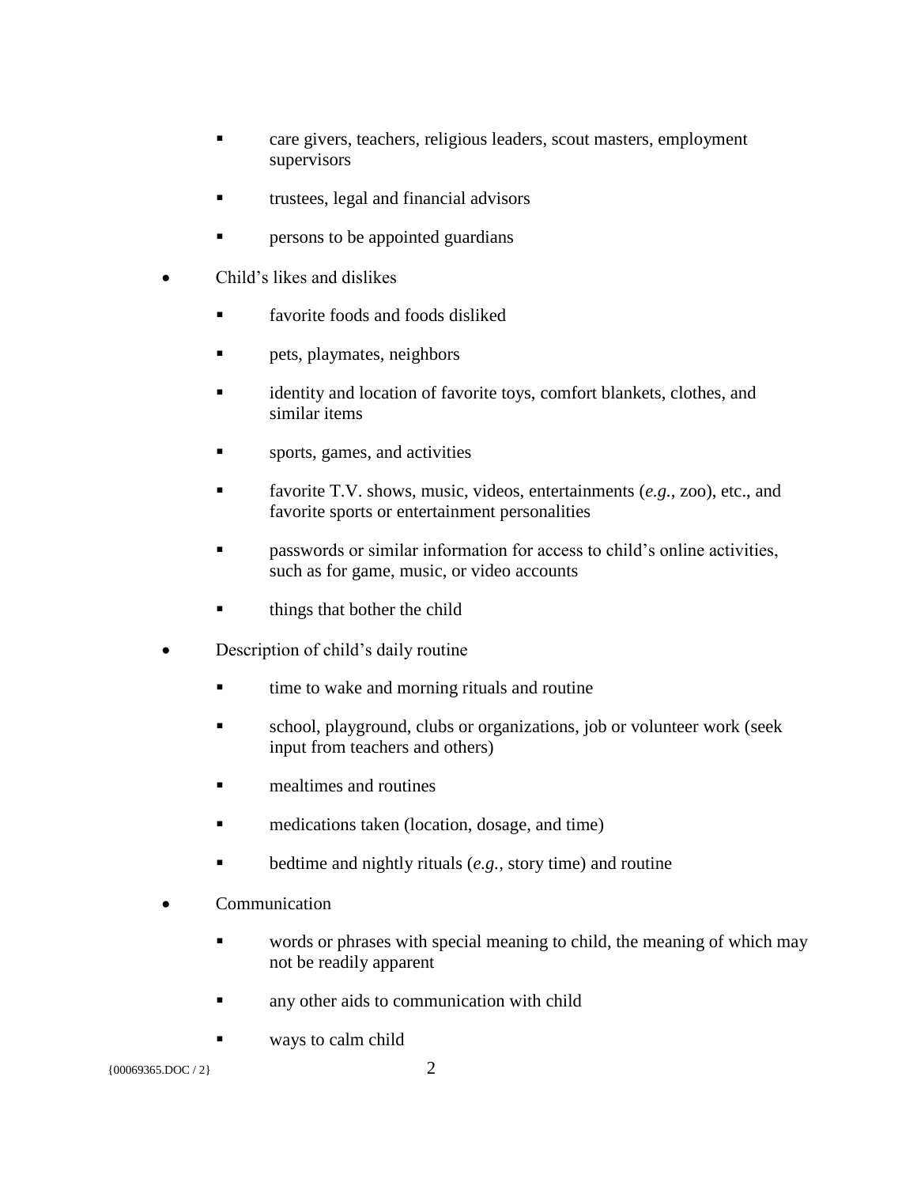- care givers, teachers, religious leaders, scout masters, employment supervisors
    - trustees, legal and financial advisors
    - persons to be appointed guardians

- Child's likes and dislikes
    - favorite foods and foods disliked
    - pets, playmates, neighbors
    - identity and location of favorite toys, comfort blankets, clothes, and similar items
    - sports, games, and activities
    - favorite T.V. shows, music, videos, entertainments (*e.g.*, zoo), etc., and favorite sports or entertainment personalities
    - passwords or similar information for access to child's online activities, such as for game, music, or video accounts
    - things that bother the child

- Description of child's daily routine
    - time to wake and morning rituals and routine
    - school, playground, clubs or organizations, job or volunteer work (seek input from teachers and others)
    - mealtimes and routines
    - medications taken (location, dosage, and time)
    - bedtime and nightly rituals (*e.g.*, story time) and routine

- Communication
    - words or phrases with special meaning to child, the meaning of which may not be readily apparent
    - any other aids to communication with child
    - ways to calm child

{00069365.DOC / 2}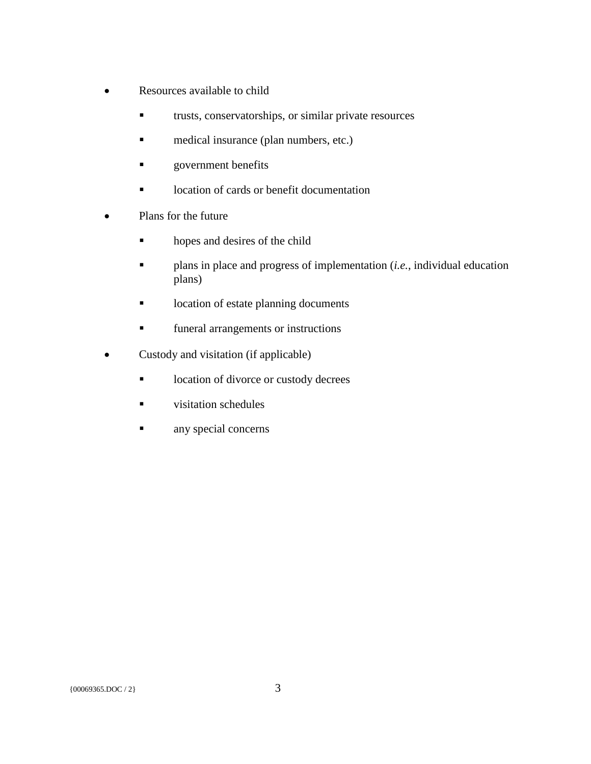- Resources available to child
    - trusts, conservatorships, or similar private resources
    - medical insurance (plan numbers, etc.)
    - government benefits
    - location of cards or benefit documentation
- Plans for the future
    - hopes and desires of the child
    - plans in place and progress of implementation (*i.e.*, individual education plans)
    - location of estate planning documents
    - funeral arrangements or instructions
- Custody and visitation (if applicable)
    - location of divorce or custody decrees
    - visitation schedules
    - any special concerns